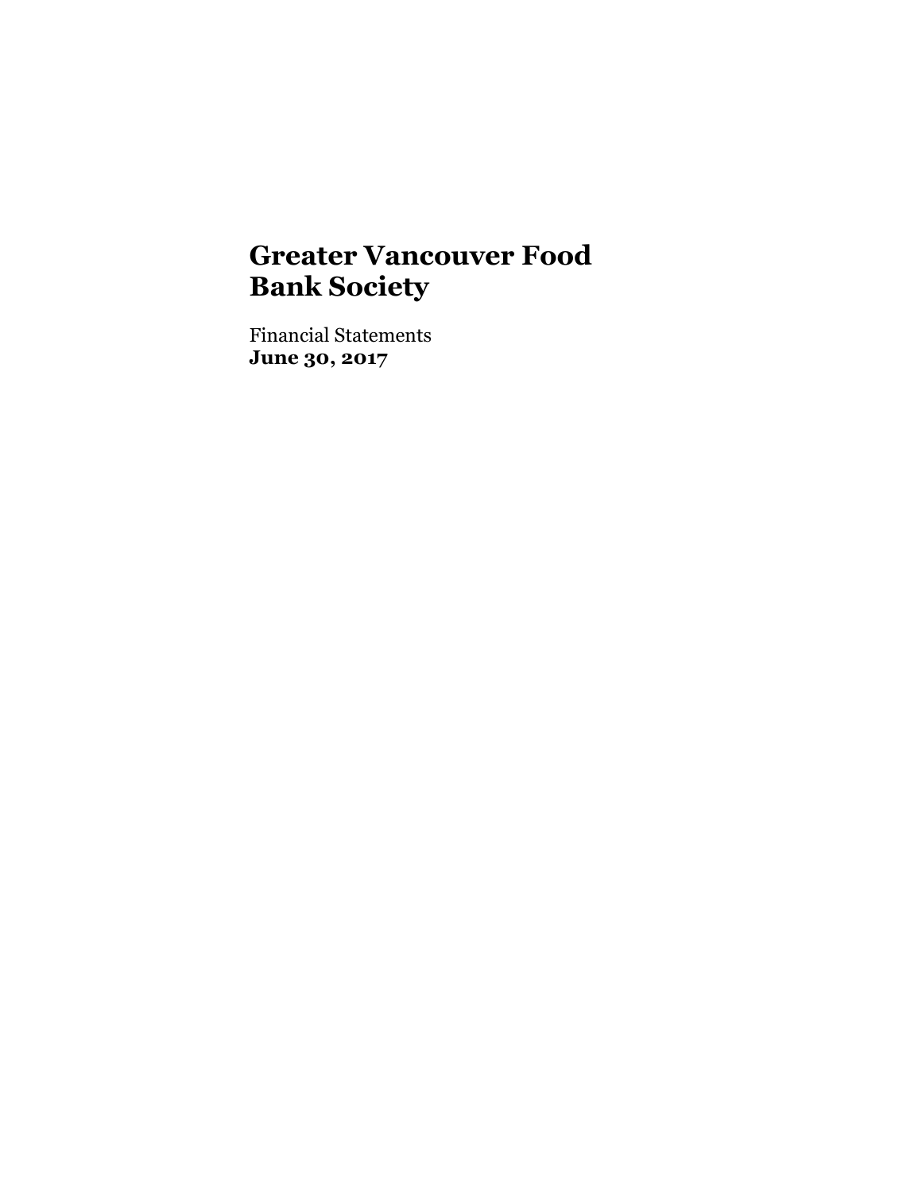# Greater Vancouver Food Bank Society

Financial Statements
**June 30, 2017**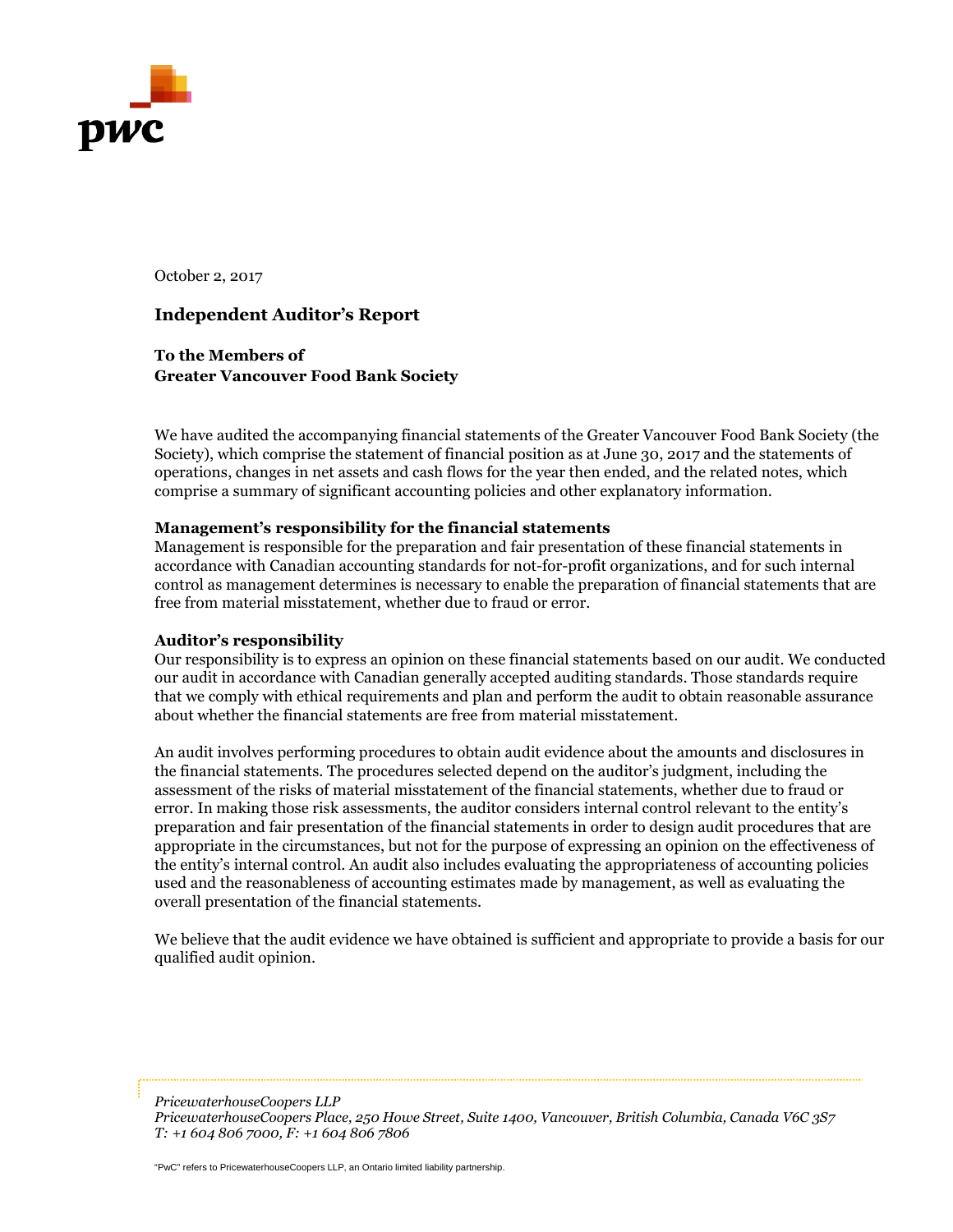October 2, 2017

## Independent Auditor's Report

**To the Members of**
**Greater Vancouver Food Bank Society**

We have audited the accompanying financial statements of the Greater Vancouver Food Bank Society (the Society), which comprise the statement of financial position as at June 30, 2017 and the statements of operations, changes in net assets and cash flows for the year then ended, and the related notes, which comprise a summary of significant accounting policies and other explanatory information.

**Management's responsibility for the financial statements**
Management is responsible for the preparation and fair presentation of these financial statements in accordance with Canadian accounting standards for not-for-profit organizations, and for such internal control as management determines is necessary to enable the preparation of financial statements that are free from material misstatement, whether due to fraud or error.

**Auditor's responsibility**
Our responsibility is to express an opinion on these financial statements based on our audit. We conducted our audit in accordance with Canadian generally accepted auditing standards. Those standards require that we comply with ethical requirements and plan and perform the audit to obtain reasonable assurance about whether the financial statements are free from material misstatement.

An audit involves performing procedures to obtain audit evidence about the amounts and disclosures in the financial statements. The procedures selected depend on the auditor's judgment, including the assessment of the risks of material misstatement of the financial statements, whether due to fraud or error. In making those risk assessments, the auditor considers internal control relevant to the entity's preparation and fair presentation of the financial statements in order to design audit procedures that are appropriate in the circumstances, but not for the purpose of expressing an opinion on the effectiveness of the entity's internal control. An audit also includes evaluating the appropriateness of accounting policies used and the reasonableness of accounting estimates made by management, as well as evaluating the overall presentation of the financial statements.

We believe that the audit evidence we have obtained is sufficient and appropriate to provide a basis for our qualified audit opinion.

*PricewaterhouseCoopers LLP*
*PricewaterhouseCoopers Place, 250 Howe Street, Suite 1400, Vancouver, British Columbia, Canada V6C 3S7*
*T: +1 604 806 7000, F: +1 604 806 7806*

"PwC" refers to PricewaterhouseCoopers LLP, an Ontario limited liability partnership.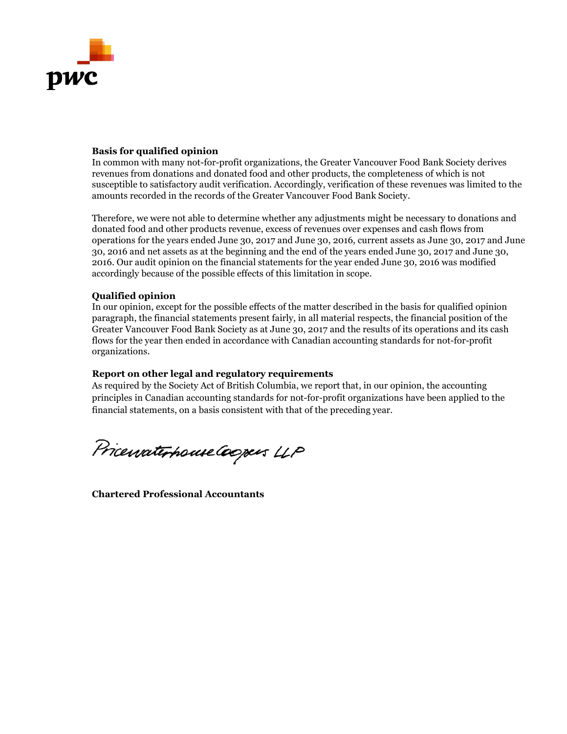**Basis for qualified opinion**

In common with many not-for-profit organizations, the Greater Vancouver Food Bank Society derives revenues from donations and donated food and other products, the completeness of which is not susceptible to satisfactory audit verification. Accordingly, verification of these revenues was limited to the amounts recorded in the records of the Greater Vancouver Food Bank Society.

Therefore, we were not able to determine whether any adjustments might be necessary to donations and donated food and other products revenue, excess of revenues over expenses and cash flows from operations for the years ended June 30, 2017 and June 30, 2016, current assets as June 30, 2017 and June 30, 2016 and net assets as at the beginning and the end of the years ended June 30, 2017 and June 30, 2016. Our audit opinion on the financial statements for the year ended June 30, 2016 was modified accordingly because of the possible effects of this limitation in scope.

**Qualified opinion**

In our opinion, except for the possible effects of the matter described in the basis for qualified opinion paragraph, the financial statements present fairly, in all material respects, the financial position of the Greater Vancouver Food Bank Society as at June 30, 2017 and the results of its operations and its cash flows for the year then ended in accordance with Canadian accounting standards for not-for-profit organizations.

**Report on other legal and regulatory requirements**

As required by the Society Act of British Columbia, we report that, in our opinion, the accounting principles in Canadian accounting standards for not-for-profit organizations have been applied to the financial statements, on a basis consistent with that of the preceding year.

PricewaterhouseCoopers LLP

**Chartered Professional Accountants**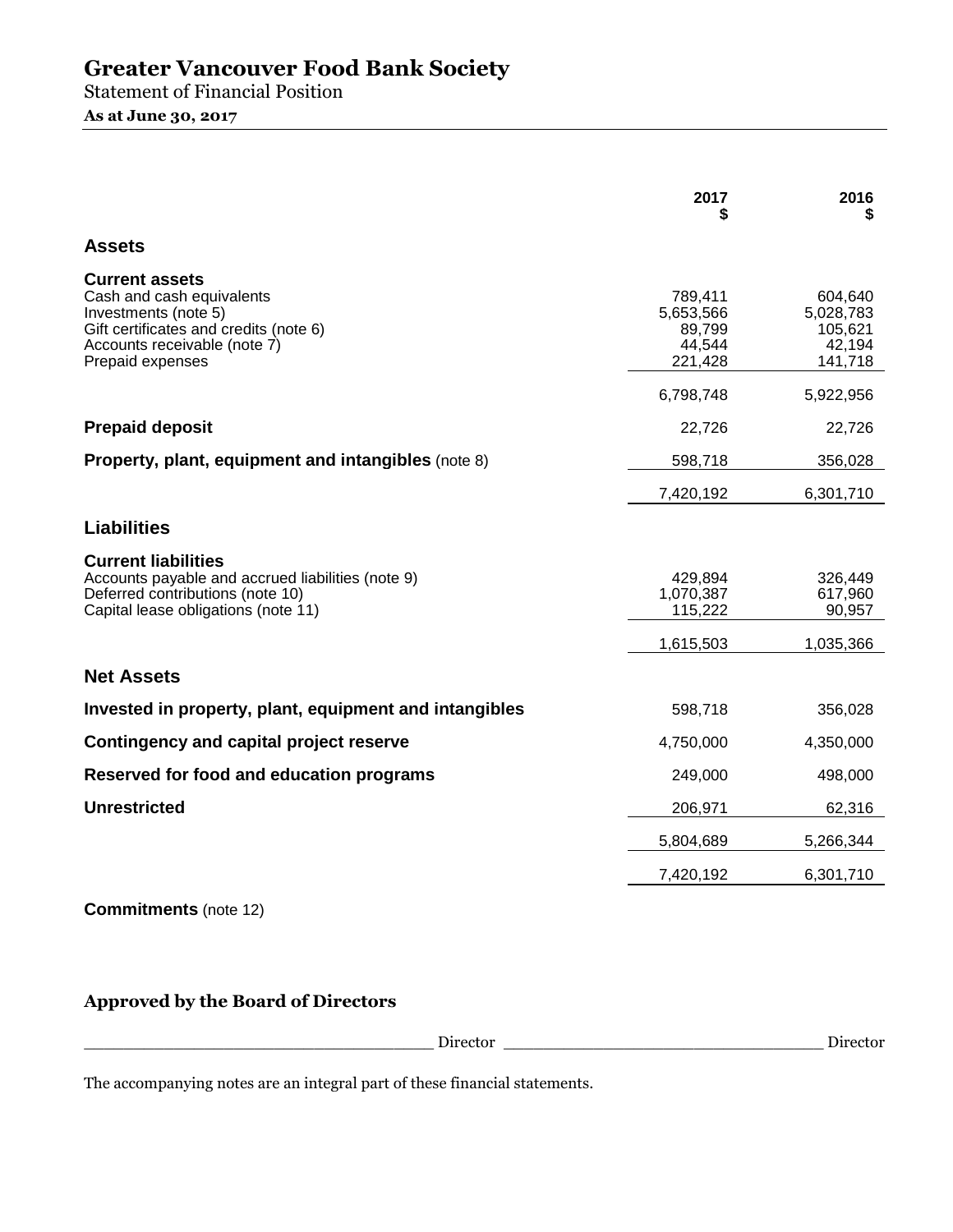# Greater Vancouver Food Bank Society

Statement of Financial Position

**As at June 30, 2017**

| | 2017 $ | 2016 $ |
|---|---|---|
| **Assets** | | |
| **Current assets** | | |
| Cash and cash equivalents | 789,411 | 604,640 |
| Investments (note 5) | 5,653,566 | 5,028,783 |
| Gift certificates and credits (note 6) | 89,799 | 105,621 |
| Accounts receivable (note 7) | 44,544 | 42,194 |
| Prepaid expenses | 221,428 | 141,718 |
| | 6,798,748 | 5,922,956 |
| **Prepaid deposit** | 22,726 | 22,726 |
| **Property, plant, equipment and intangibles** (note 8) | 598,718 | 356,028 |
| | 7,420,192 | 6,301,710 |
| **Liabilities** | | |
| **Current liabilities** | | |
| Accounts payable and accrued liabilities (note 9) | 429,894 | 326,449 |
| Deferred contributions (note 10) | 1,070,387 | 617,960 |
| Capital lease obligations (note 11) | 115,222 | 90,957 |
| | 1,615,503 | 1,035,366 |
| **Net Assets** | | |
| **Invested in property, plant, equipment and intangibles** | 598,718 | 356,028 |
| **Contingency and capital project reserve** | 4,750,000 | 4,350,000 |
| **Reserved for food and education programs** | 249,000 | 498,000 |
| **Unrestricted** | 206,971 | 62,316 |
| | 5,804,689 | 5,266,344 |
| | 7,420,192 | 6,301,710 |

**Commitments** (note 12)

**Approved by the Board of Directors**

___________________________________ Director ___________________________________ Director

The accompanying notes are an integral part of these financial statements.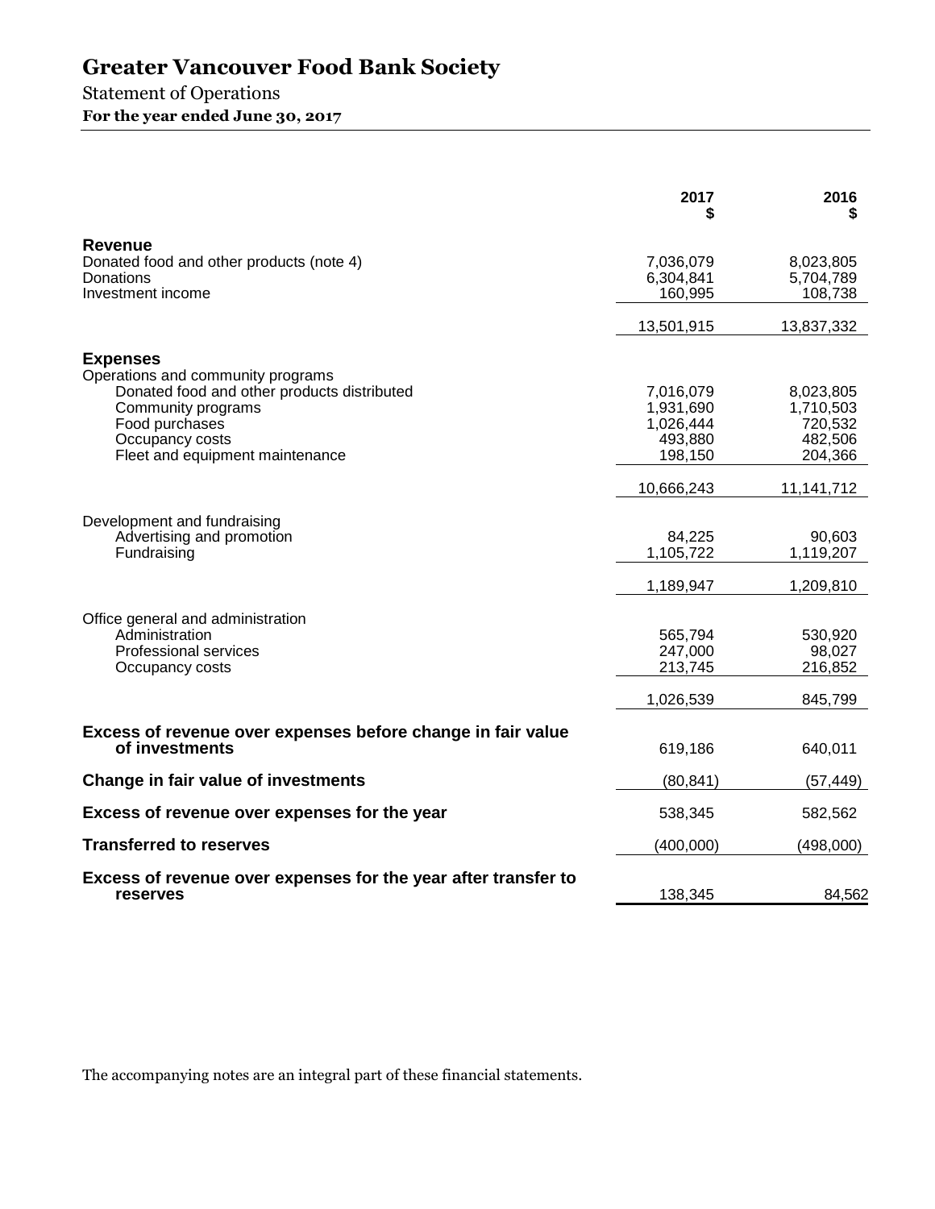# Greater Vancouver Food Bank Society

Statement of Operations

**For the year ended June 30, 2017**

| | 2017 $ | 2016 $ |
|---|---|---|
| **Revenue** | | |
| Donated food and other products (note 4) | 7,036,079 | 8,023,805 |
| Donations | 6,304,841 | 5,704,789 |
| Investment income | 160,995 | 108,738 |
| | 13,501,915 | 13,837,332 |
| **Expenses** | | |
| Operations and community programs | | |
| Donated food and other products distributed | 7,016,079 | 8,023,805 |
| Community programs | 1,931,690 | 1,710,503 |
| Food purchases | 1,026,444 | 720,532 |
| Occupancy costs | 493,880 | 482,506 |
| Fleet and equipment maintenance | 198,150 | 204,366 |
| | 10,666,243 | 11,141,712 |
| Development and fundraising | | |
| Advertising and promotion | 84,225 | 90,603 |
| Fundraising | 1,105,722 | 1,119,207 |
| | 1,189,947 | 1,209,810 |
| Office general and administration | | |
| Administration | 565,794 | 530,920 |
| Professional services | 247,000 | 98,027 |
| Occupancy costs | 213,745 | 216,852 |
| | 1,026,539 | 845,799 |
| **Excess of revenue over expenses before change in fair value of investments** | 619,186 | 640,011 |
| **Change in fair value of investments** | (80,841) | (57,449) |
| **Excess of revenue over expenses for the year** | 538,345 | 582,562 |
| **Transferred to reserves** | (400,000) | (498,000) |
| **Excess of revenue over expenses for the year after transfer to reserves** | 138,345 | 84,562 |

The accompanying notes are an integral part of these financial statements.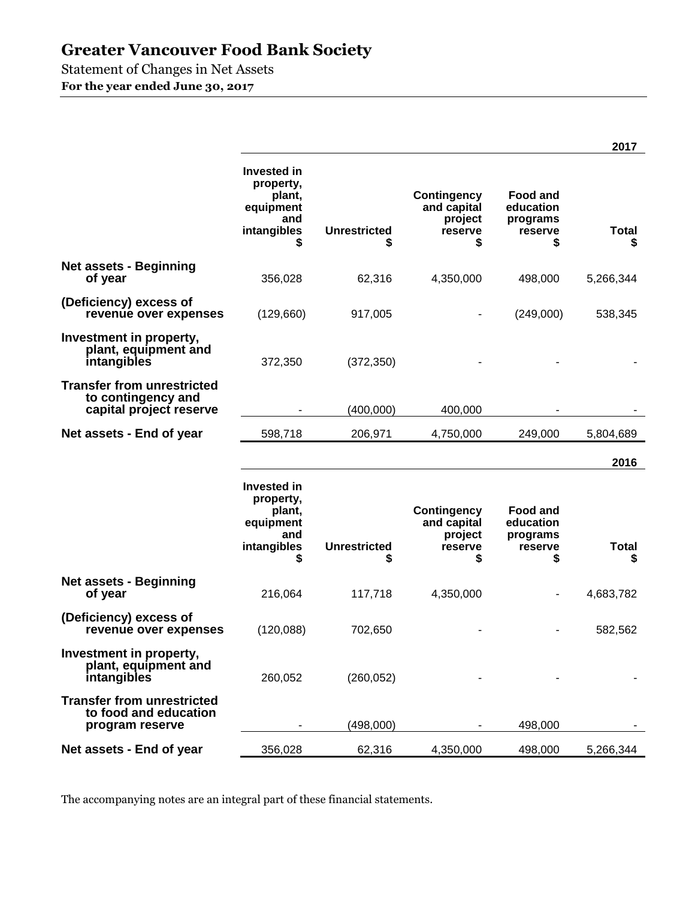# Greater Vancouver Food Bank Society

Statement of Changes in Net Assets

**For the year ended June 30, 2017**

| | | | | | **2017** |
|---|---|---|---|---|---|
| | **Invested in property, plant, equipment and intangibles $** | **Unrestricted $** | **Contingency and capital project reserve $** | **Food and education programs reserve $** | **Total $** |
| **Net assets - Beginning of year** | 356,028 | 62,316 | 4,350,000 | 498,000 | 5,266,344 |
| **(Deficiency) excess of revenue over expenses** | (129,660) | 917,005 | - | (249,000) | 538,345 |
| **Investment in property, plant, equipment and intangibles** | 372,350 | (372,350) | - | - | - |
| **Transfer from unrestricted to contingency and capital project reserve** | - | (400,000) | 400,000 | - | - |
| **Net assets - End of year** | 598,718 | 206,971 | 4,750,000 | 249,000 | 5,804,689 |

| | | | | | **2016** |
|---|---|---|---|---|---|
| | **Invested in property, plant, equipment and intangibles $** | **Unrestricted $** | **Contingency and capital project reserve $** | **Food and education programs reserve $** | **Total $** |
| **Net assets - Beginning of year** | 216,064 | 117,718 | 4,350,000 | - | 4,683,782 |
| **(Deficiency) excess of revenue over expenses** | (120,088) | 702,650 | - | - | 582,562 |
| **Investment in property, plant, equipment and intangibles** | 260,052 | (260,052) | - | - | - |
| **Transfer from unrestricted to food and education program reserve** | - | (498,000) | - | 498,000 | - |
| **Net assets - End of year** | 356,028 | 62,316 | 4,350,000 | 498,000 | 5,266,344 |

The accompanying notes are an integral part of these financial statements.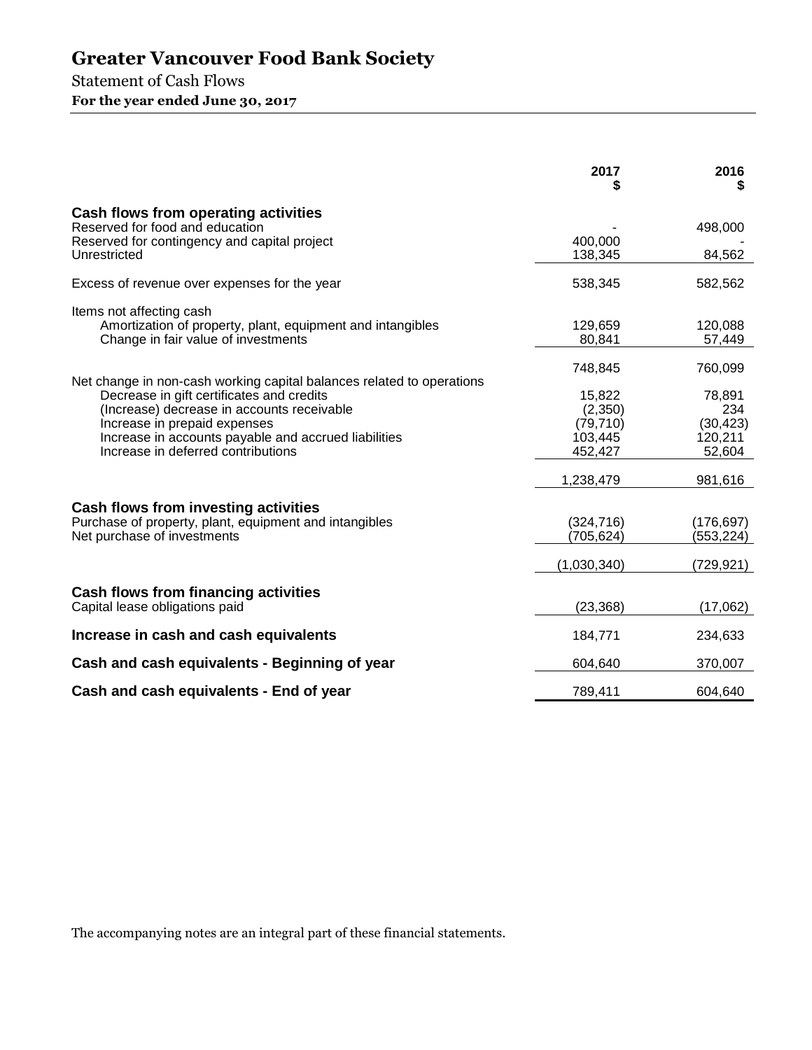# Greater Vancouver Food Bank Society

Statement of Cash Flows

**For the year ended June 30, 2017**

| | 2017 $ | 2016 $ |
|---|---|---|
| **Cash flows from operating activities** | | |
| Reserved for food and education | - | 498,000 |
| Reserved for contingency and capital project | 400,000 | - |
| Unrestricted | 138,345 | 84,562 |
| Excess of revenue over expenses for the year | 538,345 | 582,562 |
| Items not affecting cash | | |
| Amortization of property, plant, equipment and intangibles | 129,659 | 120,088 |
| Change in fair value of investments | 80,841 | 57,449 |
| | 748,845 | 760,099 |
| Net change in non-cash working capital balances related to operations | | |
| Decrease in gift certificates and credits | 15,822 | 78,891 |
| (Increase) decrease in accounts receivable | (2,350) | 234 |
| Increase in prepaid expenses | (79,710) | (30,423) |
| Increase in accounts payable and accrued liabilities | 103,445 | 120,211 |
| Increase in deferred contributions | 452,427 | 52,604 |
| | 1,238,479 | 981,616 |
| **Cash flows from investing activities** | | |
| Purchase of property, plant, equipment and intangibles | (324,716) | (176,697) |
| Net purchase of investments | (705,624) | (553,224) |
| | (1,030,340) | (729,921) |
| **Cash flows from financing activities** | | |
| Capital lease obligations paid | (23,368) | (17,062) |
| **Increase in cash and cash equivalents** | 184,771 | 234,633 |
| **Cash and cash equivalents - Beginning of year** | 604,640 | 370,007 |
| **Cash and cash equivalents - End of year** | 789,411 | 604,640 |

The accompanying notes are an integral part of these financial statements.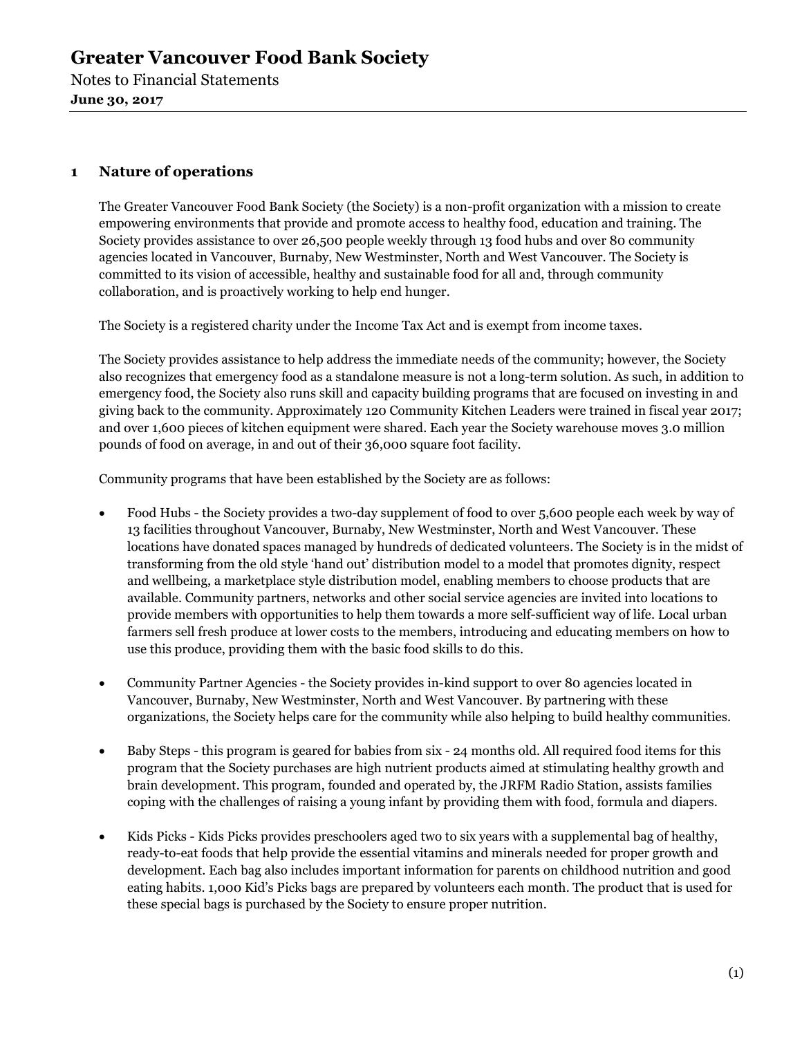# Greater Vancouver Food Bank Society

Notes to Financial Statements
**June 30, 2017**

## 1 Nature of operations

The Greater Vancouver Food Bank Society (the Society) is a non-profit organization with a mission to create empowering environments that provide and promote access to healthy food, education and training. The Society provides assistance to over 26,500 people weekly through 13 food hubs and over 80 community agencies located in Vancouver, Burnaby, New Westminster, North and West Vancouver. The Society is committed to its vision of accessible, healthy and sustainable food for all and, through community collaboration, and is proactively working to help end hunger.

The Society is a registered charity under the Income Tax Act and is exempt from income taxes.

The Society provides assistance to help address the immediate needs of the community; however, the Society also recognizes that emergency food as a standalone measure is not a long-term solution. As such, in addition to emergency food, the Society also runs skill and capacity building programs that are focused on investing in and giving back to the community. Approximately 120 Community Kitchen Leaders were trained in fiscal year 2017; and over 1,600 pieces of kitchen equipment were shared. Each year the Society warehouse moves 3.0 million pounds of food on average, in and out of their 36,000 square foot facility.

Community programs that have been established by the Society are as follows:

- Food Hubs - the Society provides a two-day supplement of food to over 5,600 people each week by way of 13 facilities throughout Vancouver, Burnaby, New Westminster, North and West Vancouver. These locations have donated spaces managed by hundreds of dedicated volunteers. The Society is in the midst of transforming from the old style 'hand out' distribution model to a model that promotes dignity, respect and wellbeing, a marketplace style distribution model, enabling members to choose products that are available. Community partners, networks and other social service agencies are invited into locations to provide members with opportunities to help them towards a more self-sufficient way of life. Local urban farmers sell fresh produce at lower costs to the members, introducing and educating members on how to use this produce, providing them with the basic food skills to do this.

- Community Partner Agencies - the Society provides in-kind support to over 80 agencies located in Vancouver, Burnaby, New Westminster, North and West Vancouver. By partnering with these organizations, the Society helps care for the community while also helping to build healthy communities.

- Baby Steps - this program is geared for babies from six - 24 months old. All required food items for this program that the Society purchases are high nutrient products aimed at stimulating healthy growth and brain development. This program, founded and operated by, the JRFM Radio Station, assists families coping with the challenges of raising a young infant by providing them with food, formula and diapers.

- Kids Picks - Kids Picks provides preschoolers aged two to six years with a supplemental bag of healthy, ready-to-eat foods that help provide the essential vitamins and minerals needed for proper growth and development. Each bag also includes important information for parents on childhood nutrition and good eating habits. 1,000 Kid's Picks bags are prepared by volunteers each month. The product that is used for these special bags is purchased by the Society to ensure proper nutrition.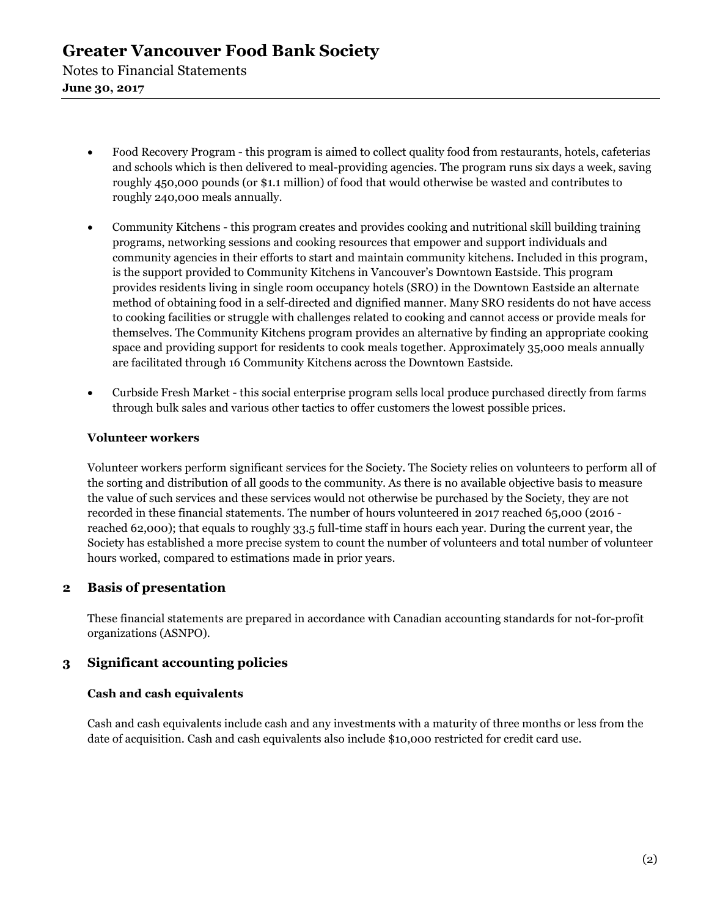- Food Recovery Program - this program is aimed to collect quality food from restaurants, hotels, cafeterias and schools which is then delivered to meal-providing agencies. The program runs six days a week, saving roughly 450,000 pounds (or $1.1 million) of food that would otherwise be wasted and contributes to roughly 240,000 meals annually.

- Community Kitchens - this program creates and provides cooking and nutritional skill building training programs, networking sessions and cooking resources that empower and support individuals and community agencies in their efforts to start and maintain community kitchens. Included in this program, is the support provided to Community Kitchens in Vancouver's Downtown Eastside. This program provides residents living in single room occupancy hotels (SRO) in the Downtown Eastside an alternate method of obtaining food in a self-directed and dignified manner. Many SRO residents do not have access to cooking facilities or struggle with challenges related to cooking and cannot access or provide meals for themselves. The Community Kitchens program provides an alternative by finding an appropriate cooking space and providing support for residents to cook meals together. Approximately 35,000 meals annually are facilitated through 16 Community Kitchens across the Downtown Eastside.

- Curbside Fresh Market - this social enterprise program sells local produce purchased directly from farms through bulk sales and various other tactics to offer customers the lowest possible prices.

**Volunteer workers**

Volunteer workers perform significant services for the Society. The Society relies on volunteers to perform all of the sorting and distribution of all goods to the community. As there is no available objective basis to measure the value of such services and these services would not otherwise be purchased by the Society, they are not recorded in these financial statements. The number of hours volunteered in 2017 reached 65,000 (2016 - reached 62,000); that equals to roughly 33.5 full-time staff in hours each year. During the current year, the Society has established a more precise system to count the number of volunteers and total number of volunteer hours worked, compared to estimations made in prior years.

## 2 Basis of presentation

These financial statements are prepared in accordance with Canadian accounting standards for not-for-profit organizations (ASNPO).

## 3 Significant accounting policies

**Cash and cash equivalents**

Cash and cash equivalents include cash and any investments with a maturity of three months or less from the date of acquisition. Cash and cash equivalents also include $10,000 restricted for credit card use.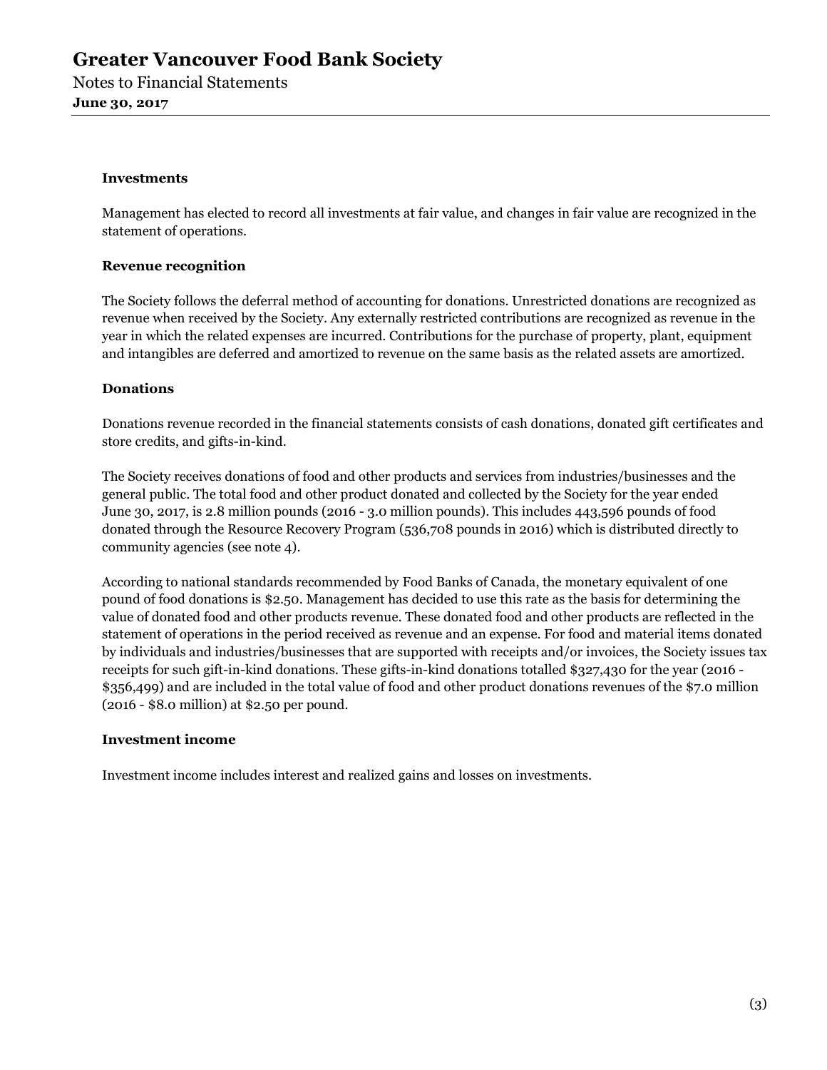### Investments

Management has elected to record all investments at fair value, and changes in fair value are recognized in the statement of operations.

### Revenue recognition

The Society follows the deferral method of accounting for donations. Unrestricted donations are recognized as revenue when received by the Society. Any externally restricted contributions are recognized as revenue in the year in which the related expenses are incurred. Contributions for the purchase of property, plant, equipment and intangibles are deferred and amortized to revenue on the same basis as the related assets are amortized.

### Donations

Donations revenue recorded in the financial statements consists of cash donations, donated gift certificates and store credits, and gifts-in-kind.

The Society receives donations of food and other products and services from industries/businesses and the general public. The total food and other product donated and collected by the Society for the year ended June 30, 2017, is 2.8 million pounds (2016 - 3.0 million pounds). This includes 443,596 pounds of food donated through the Resource Recovery Program (536,708 pounds in 2016) which is distributed directly to community agencies (see note 4).

According to national standards recommended by Food Banks of Canada, the monetary equivalent of one pound of food donations is $2.50. Management has decided to use this rate as the basis for determining the value of donated food and other products revenue. These donated food and other products are reflected in the statement of operations in the period received as revenue and an expense. For food and material items donated by individuals and industries/businesses that are supported with receipts and/or invoices, the Society issues tax receipts for such gift-in-kind donations. These gifts-in-kind donations totalled $327,430 for the year (2016 - $356,499) and are included in the total value of food and other product donations revenues of the $7.0 million (2016 - $8.0 million) at $2.50 per pound.

### Investment income

Investment income includes interest and realized gains and losses on investments.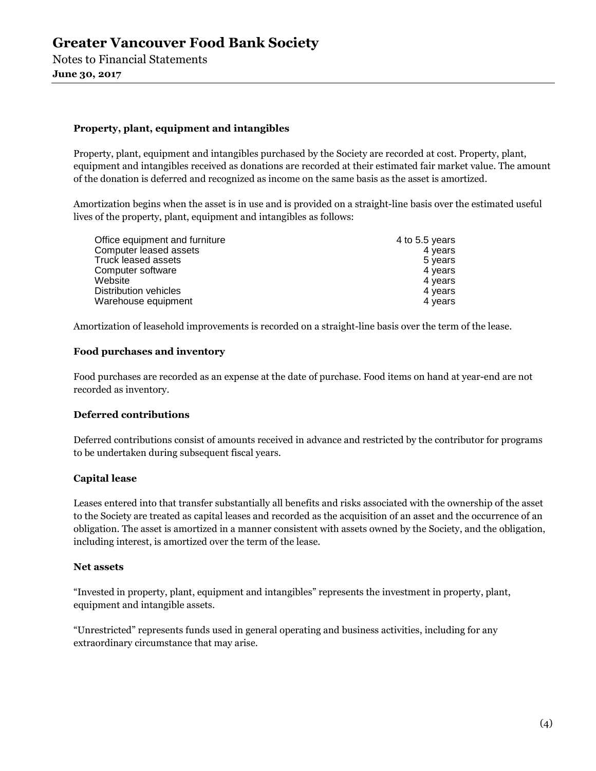### Property, plant, equipment and intangibles

Property, plant, equipment and intangibles purchased by the Society are recorded at cost. Property, plant, equipment and intangibles received as donations are recorded at their estimated fair market value. The amount of the donation is deferred and recognized as income on the same basis as the asset is amortized.

Amortization begins when the asset is in use and is provided on a straight-line basis over the estimated useful lives of the property, plant, equipment and intangibles as follows:

| | |
|---|---|
| Office equipment and furniture | 4 to 5.5 years |
| Computer leased assets | 4 years |
| Truck leased assets | 5 years |
| Computer software | 4 years |
| Website | 4 years |
| Distribution vehicles | 4 years |
| Warehouse equipment | 4 years |

Amortization of leasehold improvements is recorded on a straight-line basis over the term of the lease.

### Food purchases and inventory

Food purchases are recorded as an expense at the date of purchase. Food items on hand at year-end are not recorded as inventory.

### Deferred contributions

Deferred contributions consist of amounts received in advance and restricted by the contributor for programs to be undertaken during subsequent fiscal years.

### Capital lease

Leases entered into that transfer substantially all benefits and risks associated with the ownership of the asset to the Society are treated as capital leases and recorded as the acquisition of an asset and the occurrence of an obligation. The asset is amortized in a manner consistent with assets owned by the Society, and the obligation, including interest, is amortized over the term of the lease.

### Net assets

"Invested in property, plant, equipment and intangibles" represents the investment in property, plant, equipment and intangible assets.

"Unrestricted" represents funds used in general operating and business activities, including for any extraordinary circumstance that may arise.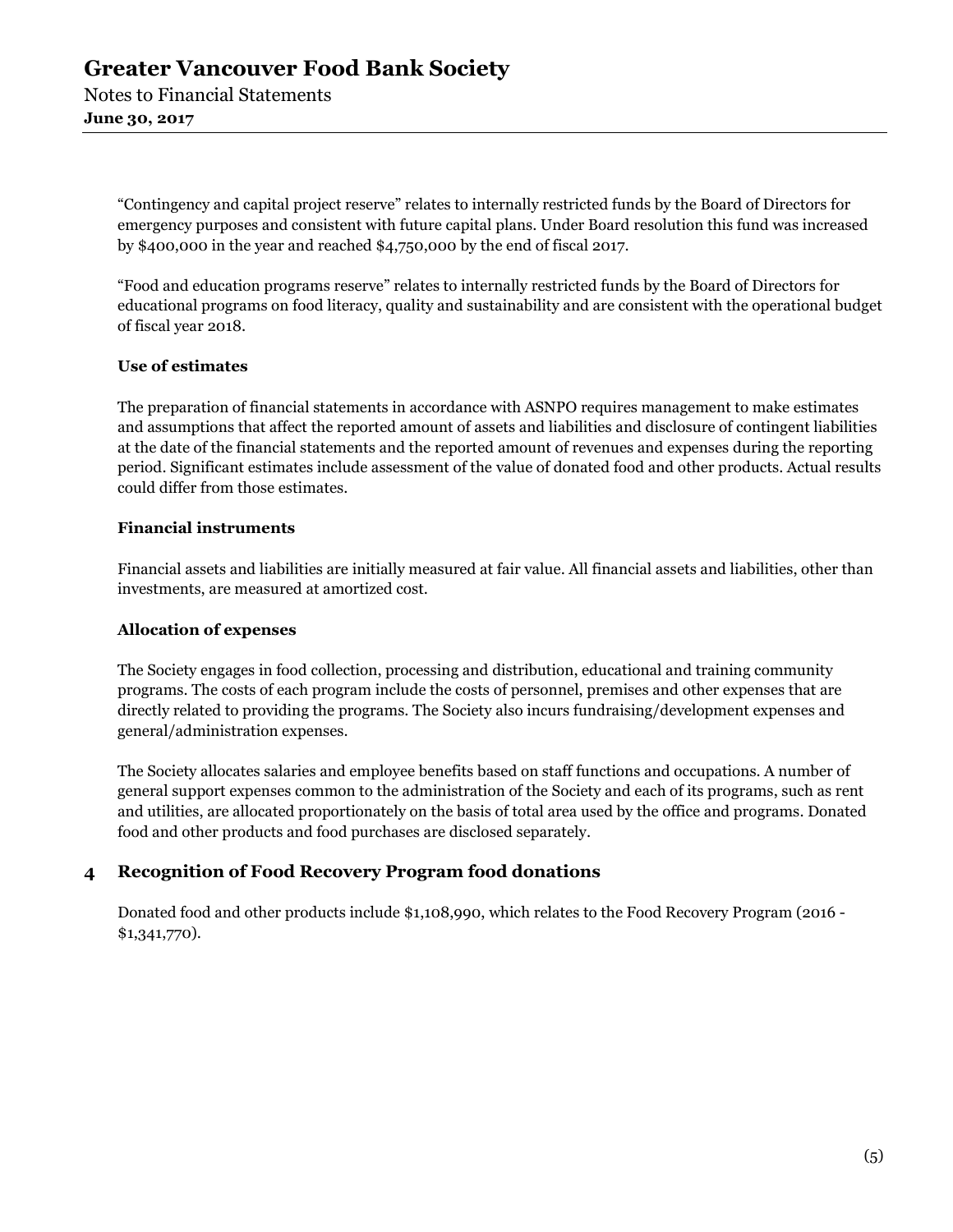"Contingency and capital project reserve" relates to internally restricted funds by the Board of Directors for emergency purposes and consistent with future capital plans. Under Board resolution this fund was increased by $400,000 in the year and reached $4,750,000 by the end of fiscal 2017.

"Food and education programs reserve" relates to internally restricted funds by the Board of Directors for educational programs on food literacy, quality and sustainability and are consistent with the operational budget of fiscal year 2018.

**Use of estimates**

The preparation of financial statements in accordance with ASNPO requires management to make estimates and assumptions that affect the reported amount of assets and liabilities and disclosure of contingent liabilities at the date of the financial statements and the reported amount of revenues and expenses during the reporting period. Significant estimates include assessment of the value of donated food and other products. Actual results could differ from those estimates.

**Financial instruments**

Financial assets and liabilities are initially measured at fair value. All financial assets and liabilities, other than investments, are measured at amortized cost.

**Allocation of expenses**

The Society engages in food collection, processing and distribution, educational and training community programs. The costs of each program include the costs of personnel, premises and other expenses that are directly related to providing the programs. The Society also incurs fundraising/development expenses and general/administration expenses.

The Society allocates salaries and employee benefits based on staff functions and occupations. A number of general support expenses common to the administration of the Society and each of its programs, such as rent and utilities, are allocated proportionately on the basis of total area used by the office and programs. Donated food and other products and food purchases are disclosed separately.

## 4 Recognition of Food Recovery Program food donations

Donated food and other products include $1,108,990, which relates to the Food Recovery Program (2016 - $1,341,770).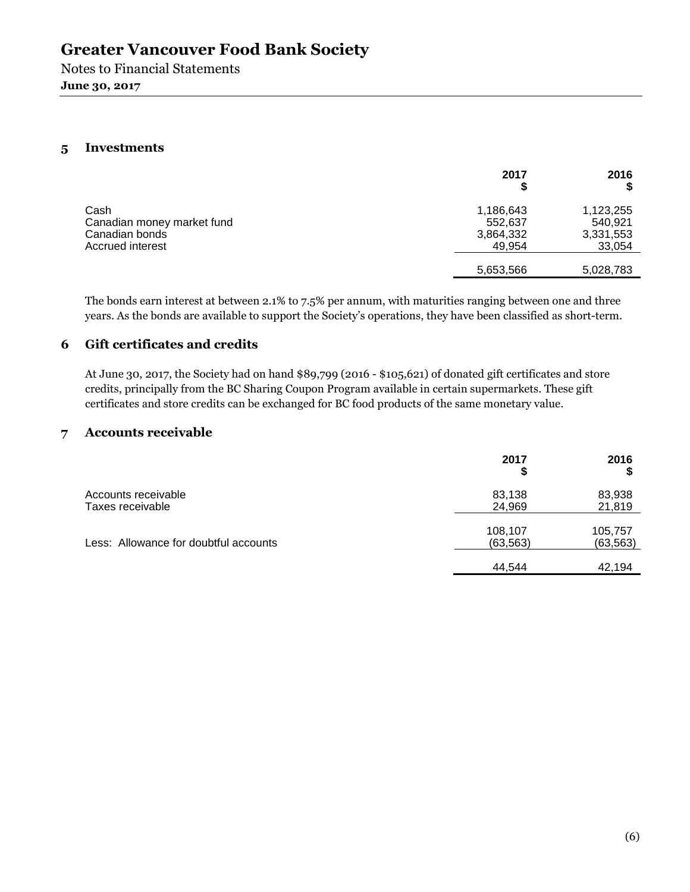# Greater Vancouver Food Bank Society

Notes to Financial Statements

**June 30, 2017**

## 5 Investments

| | 2017<br>$ | 2016<br>$ |
|---|---|---|
| Cash | 1,186,643 | 1,123,255 |
| Canadian money market fund | 552,637 | 540,921 |
| Canadian bonds | 3,864,332 | 3,331,553 |
| Accrued interest | 49,954 | 33,054 |
| | 5,653,566 | 5,028,783 |

The bonds earn interest at between 2.1% to 7.5% per annum, with maturities ranging between one and three years. As the bonds are available to support the Society's operations, they have been classified as short-term.

## 6 Gift certificates and credits

At June 30, 2017, the Society had on hand $89,799 (2016 - $105,621) of donated gift certificates and store credits, principally from the BC Sharing Coupon Program available in certain supermarkets. These gift certificates and store credits can be exchanged for BC food products of the same monetary value.

## 7 Accounts receivable

| | 2017<br>$ | 2016<br>$ |
|---|---|---|
| Accounts receivable | 83,138 | 83,938 |
| Taxes receivable | 24,969 | 21,819 |
| | 108,107 | 105,757 |
| Less: Allowance for doubtful accounts | (63,563) | (63,563) |
| | 44,544 | 42,194 |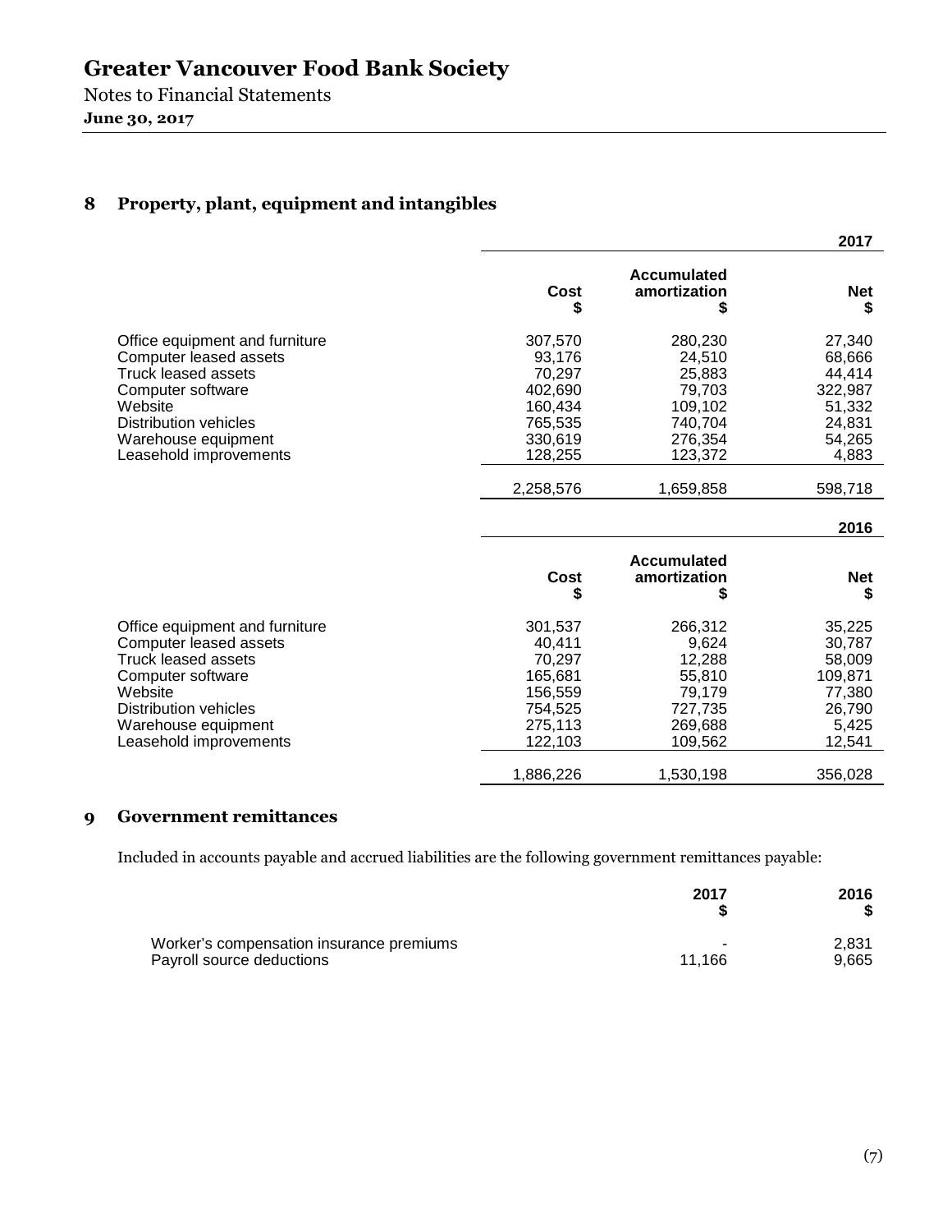## 8 Property, plant, equipment and intangibles

| | | | 2017 |
|---|---|---|---|
| | Cost<br>$ | Accumulated amortization<br>$ | Net<br>$ |
| Office equipment and furniture | 307,570 | 280,230 | 27,340 |
| Computer leased assets | 93,176 | 24,510 | 68,666 |
| Truck leased assets | 70,297 | 25,883 | 44,414 |
| Computer software | 402,690 | 79,703 | 322,987 |
| Website | 160,434 | 109,102 | 51,332 |
| Distribution vehicles | 765,535 | 740,704 | 24,831 |
| Warehouse equipment | 330,619 | 276,354 | 54,265 |
| Leasehold improvements | 128,255 | 123,372 | 4,883 |
| | 2,258,576 | 1,659,858 | 598,718 |

| | | | 2016 |
|---|---|---|---|
| | Cost<br>$ | Accumulated amortization<br>$ | Net<br>$ |
| Office equipment and furniture | 301,537 | 266,312 | 35,225 |
| Computer leased assets | 40,411 | 9,624 | 30,787 |
| Truck leased assets | 70,297 | 12,288 | 58,009 |
| Computer software | 165,681 | 55,810 | 109,871 |
| Website | 156,559 | 79,179 | 77,380 |
| Distribution vehicles | 754,525 | 727,735 | 26,790 |
| Warehouse equipment | 275,113 | 269,688 | 5,425 |
| Leasehold improvements | 122,103 | 109,562 | 12,541 |
| | 1,886,226 | 1,530,198 | 356,028 |

## 9 Government remittances

Included in accounts payable and accrued liabilities are the following government remittances payable:

| | 2017<br>$ | 2016<br>$ |
|---|---|---|
| Worker's compensation insurance premiums | - | 2,831 |
| Payroll source deductions | 11,166 | 9,665 |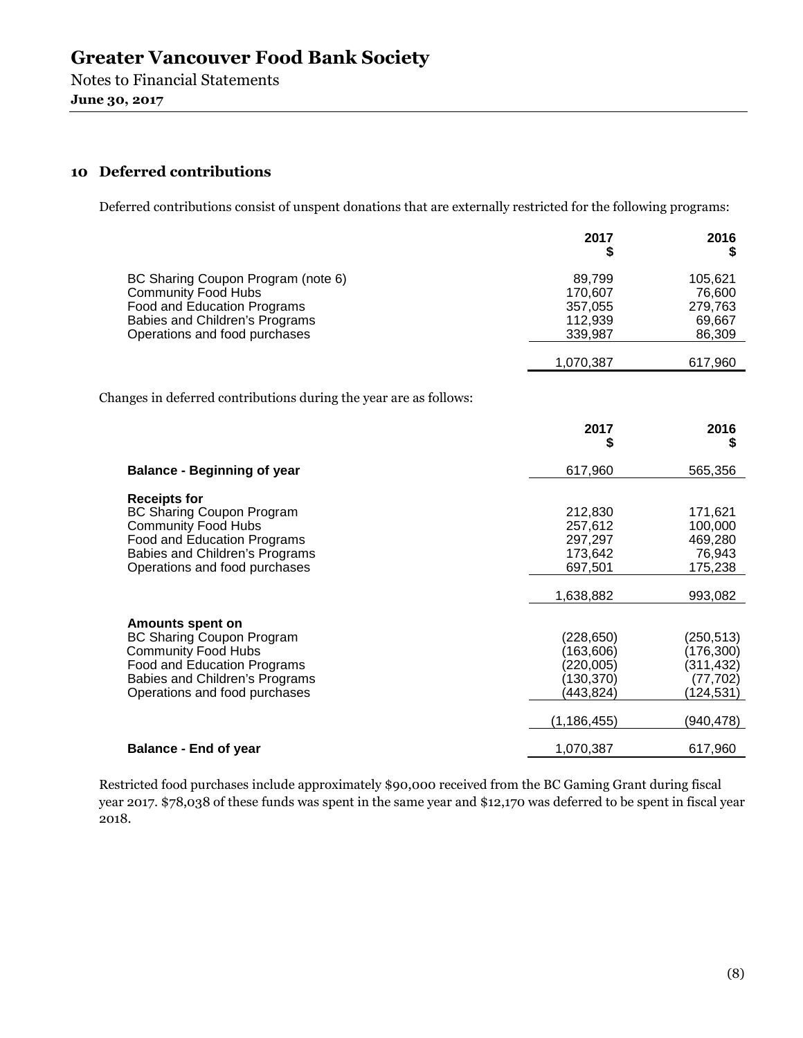## 10 Deferred contributions

Deferred contributions consist of unspent donations that are externally restricted for the following programs:

| | 2017<br>$ | 2016<br>$ |
|---|---|---|
| BC Sharing Coupon Program (note 6) | 89,799 | 105,621 |
| Community Food Hubs | 170,607 | 76,600 |
| Food and Education Programs | 357,055 | 279,763 |
| Babies and Children's Programs | 112,939 | 69,667 |
| Operations and food purchases | 339,987 | 86,309 |
| | 1,070,387 | 617,960 |

Changes in deferred contributions during the year are as follows:

| | 2017<br>$ | 2016<br>$ |
|---|---|---|
| **Balance - Beginning of year** | 617,960 | 565,356 |
| **Receipts for** | | |
| BC Sharing Coupon Program | 212,830 | 171,621 |
| Community Food Hubs | 257,612 | 100,000 |
| Food and Education Programs | 297,297 | 469,280 |
| Babies and Children's Programs | 173,642 | 76,943 |
| Operations and food purchases | 697,501 | 175,238 |
| | 1,638,882 | 993,082 |
| **Amounts spent on** | | |
| BC Sharing Coupon Program | (228,650) | (250,513) |
| Community Food Hubs | (163,606) | (176,300) |
| Food and Education Programs | (220,005) | (311,432) |
| Babies and Children's Programs | (130,370) | (77,702) |
| Operations and food purchases | (443,824) | (124,531) |
| | (1,186,455) | (940,478) |
| **Balance - End of year** | 1,070,387 | 617,960 |

Restricted food purchases include approximately $90,000 received from the BC Gaming Grant during fiscal year 2017. $78,038 of these funds was spent in the same year and $12,170 was deferred to be spent in fiscal year 2018.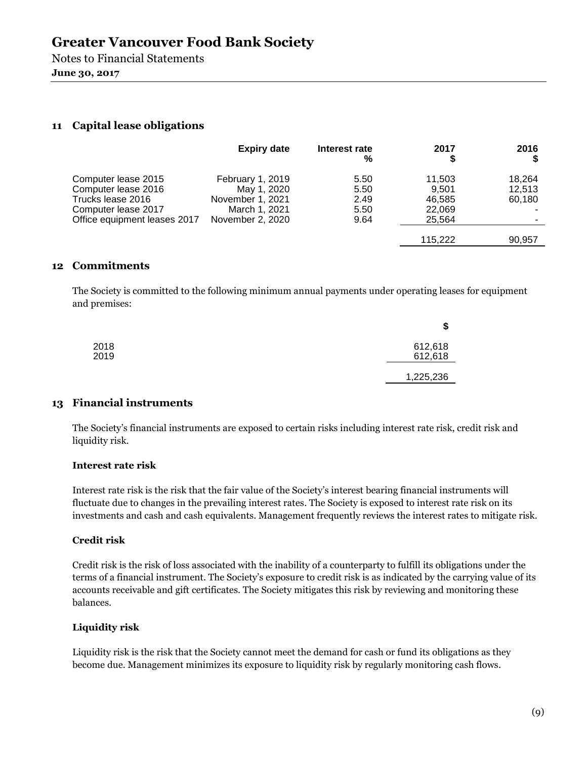# Greater Vancouver Food Bank Society

Notes to Financial Statements

**June 30, 2017**

## 11 Capital lease obligations

| | Expiry date | Interest rate % | 2017 $ | 2016 $ |
|---|---|---|---|---|
| Computer lease 2015 | February 1, 2019 | 5.50 | 11,503 | 18,264 |
| Computer lease 2016 | May 1, 2020 | 5.50 | 9,501 | 12,513 |
| Trucks lease 2016 | November 1, 2021 | 2.49 | 46,585 | 60,180 |
| Computer lease 2017 | March 1, 2021 | 5.50 | 22,069 | - |
| Office equipment leases 2017 | November 2, 2020 | 9.64 | 25,564 | - |
| | | | 115,222 | 90,957 |

## 12 Commitments

The Society is committed to the following minimum annual payments under operating leases for equipment and premises:

| | $ |
|---|---|
| 2018 | 612,618 |
| 2019 | 612,618 |
| | 1,225,236 |

## 13 Financial instruments

The Society's financial instruments are exposed to certain risks including interest rate risk, credit risk and liquidity risk.

### Interest rate risk

Interest rate risk is the risk that the fair value of the Society's interest bearing financial instruments will fluctuate due to changes in the prevailing interest rates. The Society is exposed to interest rate risk on its investments and cash and cash equivalents. Management frequently reviews the interest rates to mitigate risk.

### Credit risk

Credit risk is the risk of loss associated with the inability of a counterparty to fulfill its obligations under the terms of a financial instrument. The Society's exposure to credit risk is as indicated by the carrying value of its accounts receivable and gift certificates. The Society mitigates this risk by reviewing and monitoring these balances.

### Liquidity risk

Liquidity risk is the risk that the Society cannot meet the demand for cash or fund its obligations as they become due. Management minimizes its exposure to liquidity risk by regularly monitoring cash flows.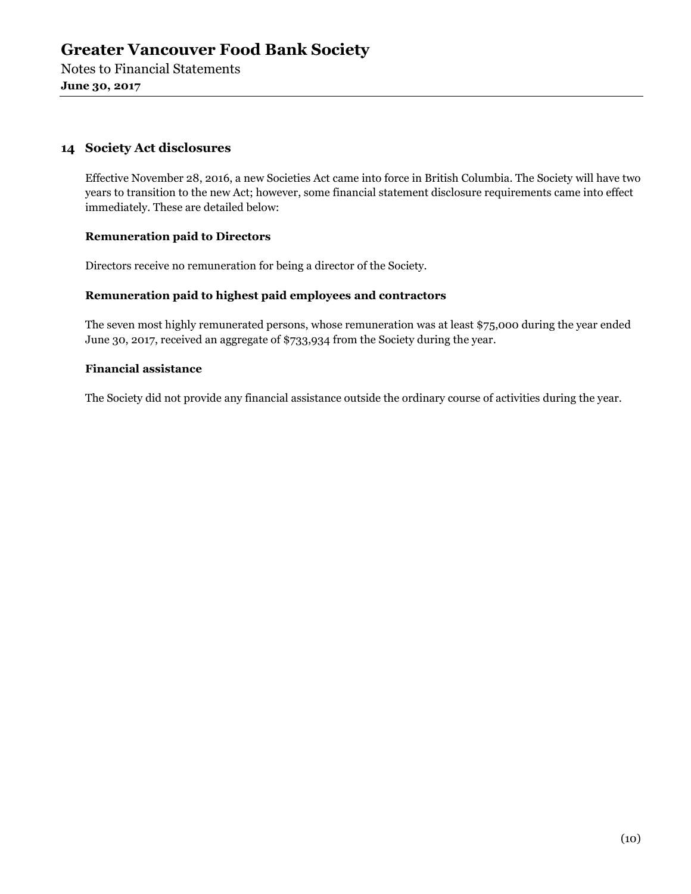## 14 Society Act disclosures

Effective November 28, 2016, a new Societies Act came into force in British Columbia. The Society will have two years to transition to the new Act; however, some financial statement disclosure requirements came into effect immediately. These are detailed below:

### Remuneration paid to Directors

Directors receive no remuneration for being a director of the Society.

### Remuneration paid to highest paid employees and contractors

The seven most highly remunerated persons, whose remuneration was at least $75,000 during the year ended June 30, 2017, received an aggregate of $733,934 from the Society during the year.

### Financial assistance

The Society did not provide any financial assistance outside the ordinary course of activities during the year.